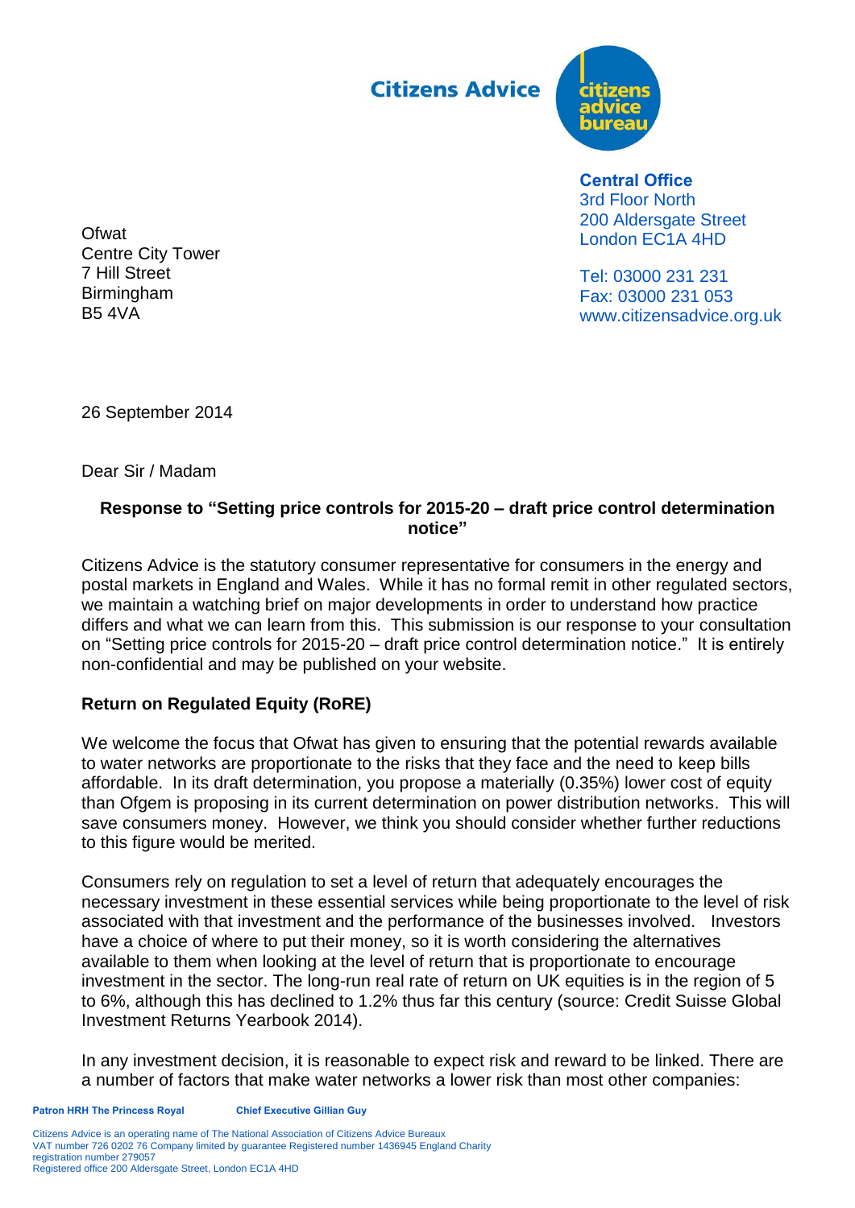Citizens Advice

**Central Office**
3rd Floor North
200 Aldersgate Street
London EC1A 4HD

Tel: 03000 231 231
Fax: 03000 231 053
www.citizensadvice.org.uk

Ofwat
Centre City Tower
7 Hill Street
Birmingham
B5 4VA

26 September 2014

Dear Sir / Madam

**Response to "Setting price controls for 2015-20 – draft price control determination notice"**

Citizens Advice is the statutory consumer representative for consumers in the energy and postal markets in England and Wales. While it has no formal remit in other regulated sectors, we maintain a watching brief on major developments in order to understand how practice differs and what we can learn from this. This submission is our response to your consultation on "Setting price controls for 2015-20 – draft price control determination notice." It is entirely non-confidential and may be published on your website.

## Return on Regulated Equity (RoRE)

We welcome the focus that Ofwat has given to ensuring that the potential rewards available to water networks are proportionate to the risks that they face and the need to keep bills affordable. In its draft determination, you propose a materially (0.35%) lower cost of equity than Ofgem is proposing in its current determination on power distribution networks. This will save consumers money. However, we think you should consider whether further reductions to this figure would be merited.

Consumers rely on regulation to set a level of return that adequately encourages the necessary investment in these essential services while being proportionate to the level of risk associated with that investment and the performance of the businesses involved. Investors have a choice of where to put their money, so it is worth considering the alternatives available to them when looking at the level of return that is proportionate to encourage investment in the sector. The long-run real rate of return on UK equities is in the region of 5 to 6%, although this has declined to 1.2% thus far this century (source: Credit Suisse Global Investment Returns Yearbook 2014).

In any investment decision, it is reasonable to expect risk and reward to be linked. There are a number of factors that make water networks a lower risk than most other companies:

**Patron HRH The Princess Royal** **Chief Executive Gillian Guy**

Citizens Advice is an operating name of The National Association of Citizens Advice Bureaux
VAT number 726 0202 76 Company limited by guarantee Registered number 1436945 England Charity registration number 279057
Registered office 200 Aldersgate Street, London EC1A 4HD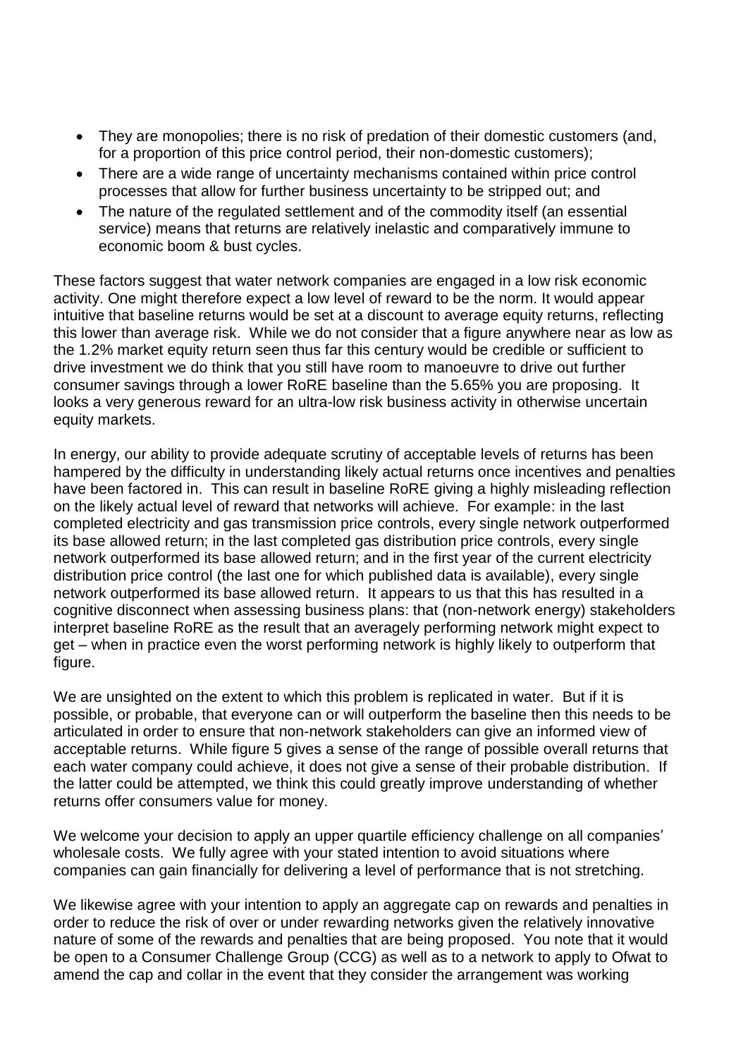- They are monopolies; there is no risk of predation of their domestic customers (and, for a proportion of this price control period, their non-domestic customers);
- There are a wide range of uncertainty mechanisms contained within price control processes that allow for further business uncertainty to be stripped out; and
- The nature of the regulated settlement and of the commodity itself (an essential service) means that returns are relatively inelastic and comparatively immune to economic boom & bust cycles.

These factors suggest that water network companies are engaged in a low risk economic activity. One might therefore expect a low level of reward to be the norm. It would appear intuitive that baseline returns would be set at a discount to average equity returns, reflecting this lower than average risk. While we do not consider that a figure anywhere near as low as the 1.2% market equity return seen thus far this century would be credible or sufficient to drive investment we do think that you still have room to manoeuvre to drive out further consumer savings through a lower RoRE baseline than the 5.65% you are proposing. It looks a very generous reward for an ultra-low risk business activity in otherwise uncertain equity markets.

In energy, our ability to provide adequate scrutiny of acceptable levels of returns has been hampered by the difficulty in understanding likely actual returns once incentives and penalties have been factored in. This can result in baseline RoRE giving a highly misleading reflection on the likely actual level of reward that networks will achieve. For example: in the last completed electricity and gas transmission price controls, every single network outperformed its base allowed return; in the last completed gas distribution price controls, every single network outperformed its base allowed return; and in the first year of the current electricity distribution price control (the last one for which published data is available), every single network outperformed its base allowed return. It appears to us that this has resulted in a cognitive disconnect when assessing business plans: that (non-network energy) stakeholders interpret baseline RoRE as the result that an averagely performing network might expect to get – when in practice even the worst performing network is highly likely to outperform that figure.

We are unsighted on the extent to which this problem is replicated in water. But if it is possible, or probable, that everyone can or will outperform the baseline then this needs to be articulated in order to ensure that non-network stakeholders can give an informed view of acceptable returns. While figure 5 gives a sense of the range of possible overall returns that each water company could achieve, it does not give a sense of their probable distribution. If the latter could be attempted, we think this could greatly improve understanding of whether returns offer consumers value for money.

We welcome your decision to apply an upper quartile efficiency challenge on all companies' wholesale costs. We fully agree with your stated intention to avoid situations where companies can gain financially for delivering a level of performance that is not stretching.

We likewise agree with your intention to apply an aggregate cap on rewards and penalties in order to reduce the risk of over or under rewarding networks given the relatively innovative nature of some of the rewards and penalties that are being proposed. You note that it would be open to a Consumer Challenge Group (CCG) as well as to a network to apply to Ofwat to amend the cap and collar in the event that they consider the arrangement was working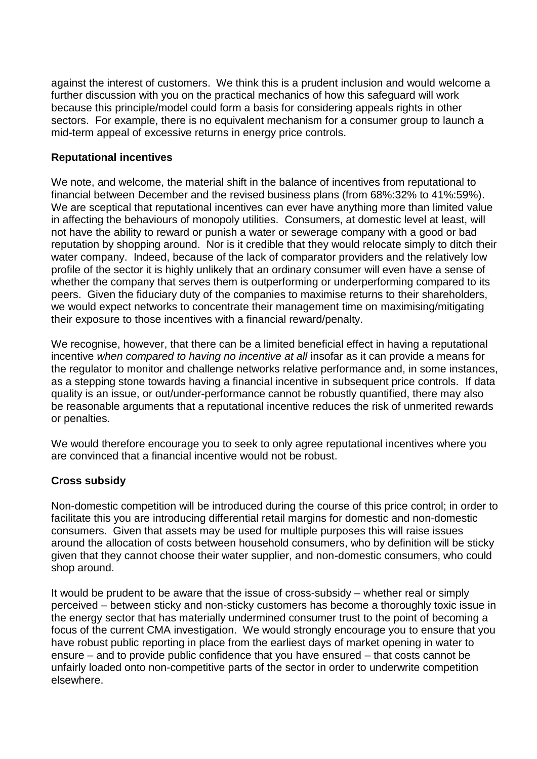against the interest of customers. We think this is a prudent inclusion and would welcome a further discussion with you on the practical mechanics of how this safeguard will work because this principle/model could form a basis for considering appeals rights in other sectors. For example, there is no equivalent mechanism for a consumer group to launch a mid-term appeal of excessive returns in energy price controls.

**Reputational incentives**

We note, and welcome, the material shift in the balance of incentives from reputational to financial between December and the revised business plans (from 68%:32% to 41%:59%). We are sceptical that reputational incentives can ever have anything more than limited value in affecting the behaviours of monopoly utilities. Consumers, at domestic level at least, will not have the ability to reward or punish a water or sewerage company with a good or bad reputation by shopping around. Nor is it credible that they would relocate simply to ditch their water company. Indeed, because of the lack of comparator providers and the relatively low profile of the sector it is highly unlikely that an ordinary consumer will even have a sense of whether the company that serves them is outperforming or underperforming compared to its peers. Given the fiduciary duty of the companies to maximise returns to their shareholders, we would expect networks to concentrate their management time on maximising/mitigating their exposure to those incentives with a financial reward/penalty.

We recognise, however, that there can be a limited beneficial effect in having a reputational incentive *when compared to having no incentive at all* insofar as it can provide a means for the regulator to monitor and challenge networks relative performance and, in some instances, as a stepping stone towards having a financial incentive in subsequent price controls. If data quality is an issue, or out/under-performance cannot be robustly quantified, there may also be reasonable arguments that a reputational incentive reduces the risk of unmerited rewards or penalties.

We would therefore encourage you to seek to only agree reputational incentives where you are convinced that a financial incentive would not be robust.

**Cross subsidy**

Non-domestic competition will be introduced during the course of this price control; in order to facilitate this you are introducing differential retail margins for domestic and non-domestic consumers. Given that assets may be used for multiple purposes this will raise issues around the allocation of costs between household consumers, who by definition will be sticky given that they cannot choose their water supplier, and non-domestic consumers, who could shop around.

It would be prudent to be aware that the issue of cross-subsidy – whether real or simply perceived – between sticky and non-sticky customers has become a thoroughly toxic issue in the energy sector that has materially undermined consumer trust to the point of becoming a focus of the current CMA investigation. We would strongly encourage you to ensure that you have robust public reporting in place from the earliest days of market opening in water to ensure – and to provide public confidence that you have ensured – that costs cannot be unfairly loaded onto non-competitive parts of the sector in order to underwrite competition elsewhere.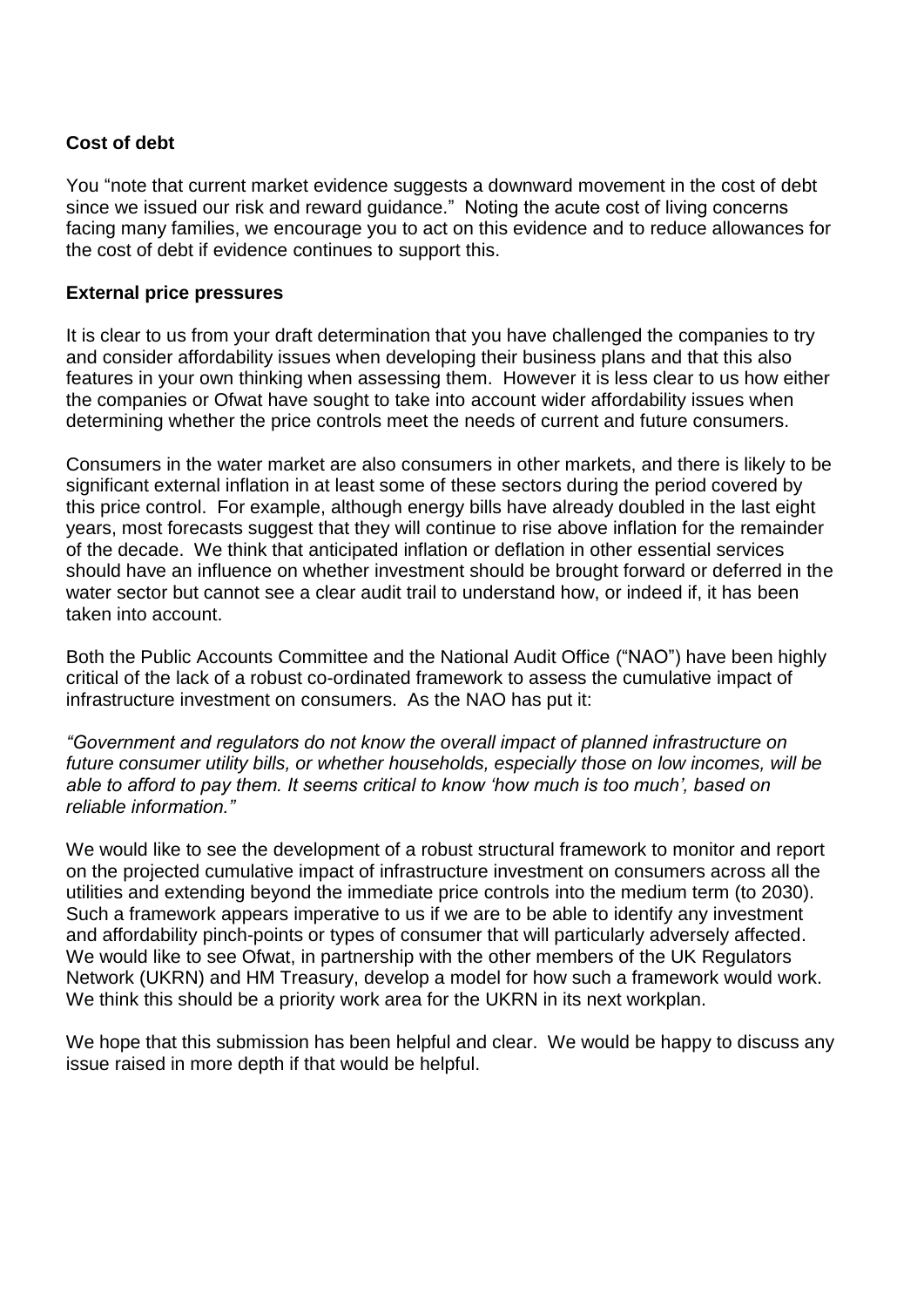**Cost of debt**

You "note that current market evidence suggests a downward movement in the cost of debt since we issued our risk and reward guidance." Noting the acute cost of living concerns facing many families, we encourage you to act on this evidence and to reduce allowances for the cost of debt if evidence continues to support this.

**External price pressures**

It is clear to us from your draft determination that you have challenged the companies to try and consider affordability issues when developing their business plans and that this also features in your own thinking when assessing them. However it is less clear to us how either the companies or Ofwat have sought to take into account wider affordability issues when determining whether the price controls meet the needs of current and future consumers.

Consumers in the water market are also consumers in other markets, and there is likely to be significant external inflation in at least some of these sectors during the period covered by this price control. For example, although energy bills have already doubled in the last eight years, most forecasts suggest that they will continue to rise above inflation for the remainder of the decade. We think that anticipated inflation or deflation in other essential services should have an influence on whether investment should be brought forward or deferred in the water sector but cannot see a clear audit trail to understand how, or indeed if, it has been taken into account.

Both the Public Accounts Committee and the National Audit Office ("NAO") have been highly critical of the lack of a robust co-ordinated framework to assess the cumulative impact of infrastructure investment on consumers. As the NAO has put it:

*"Government and regulators do not know the overall impact of planned infrastructure on future consumer utility bills, or whether households, especially those on low incomes, will be able to afford to pay them. It seems critical to know 'how much is too much', based on reliable information."*

We would like to see the development of a robust structural framework to monitor and report on the projected cumulative impact of infrastructure investment on consumers across all the utilities and extending beyond the immediate price controls into the medium term (to 2030). Such a framework appears imperative to us if we are to be able to identify any investment and affordability pinch-points or types of consumer that will particularly adversely affected. We would like to see Ofwat, in partnership with the other members of the UK Regulators Network (UKRN) and HM Treasury, develop a model for how such a framework would work. We think this should be a priority work area for the UKRN in its next workplan.

We hope that this submission has been helpful and clear. We would be happy to discuss any issue raised in more depth if that would be helpful.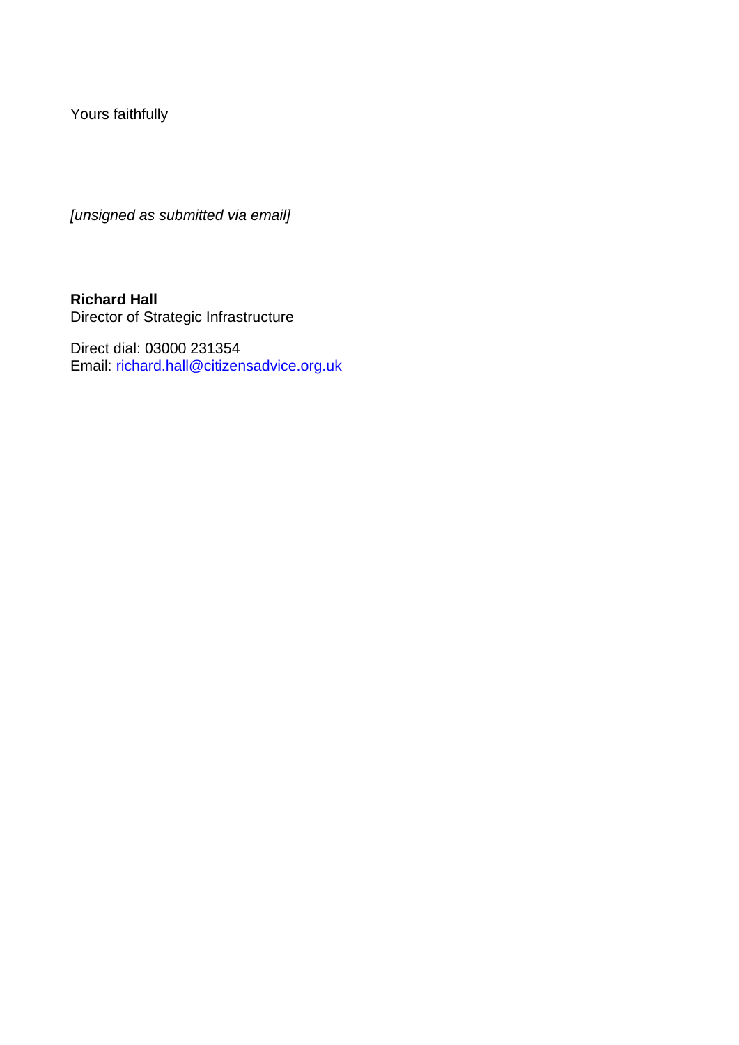Yours faithfully

*[unsigned as submitted via email]*

**Richard Hall**
Director of Strategic Infrastructure

Direct dial: 03000 231354
Email: richard.hall@citizensadvice.org.uk